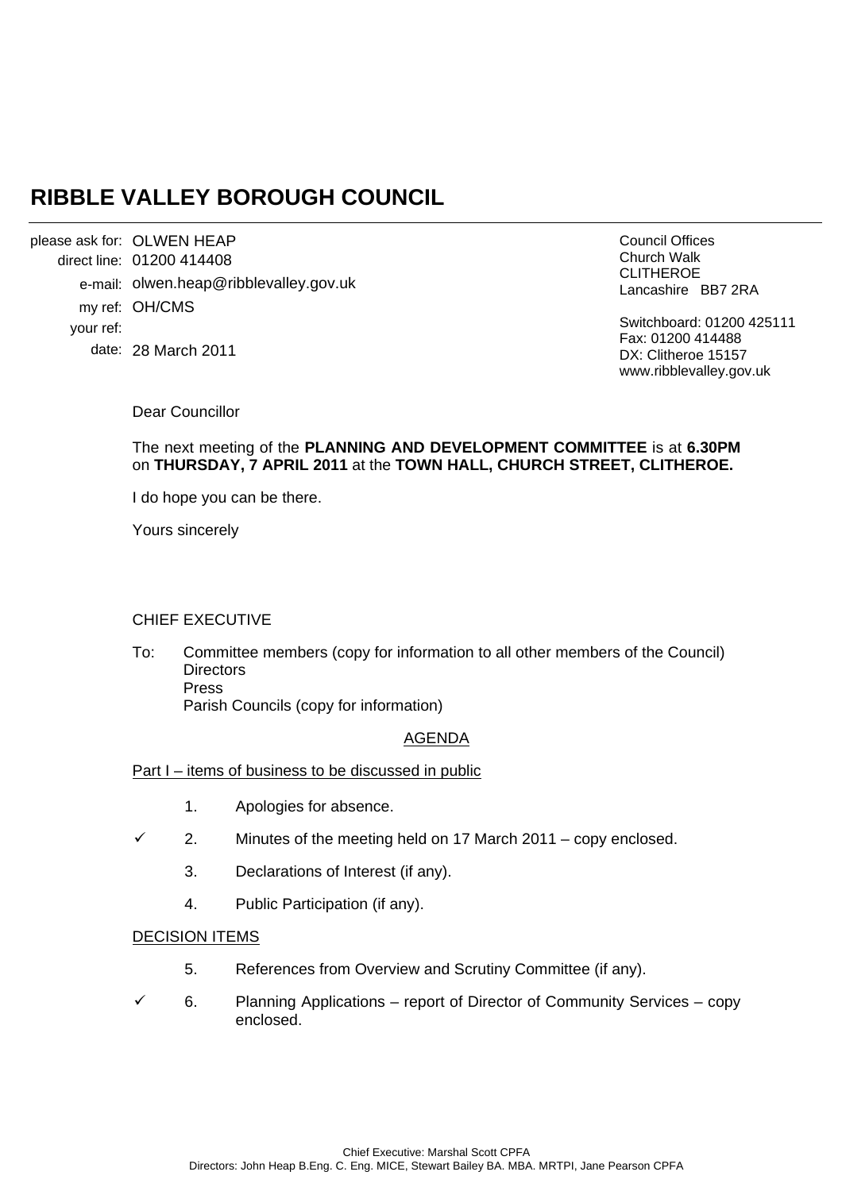# RIBBLE VALLEY BOROUGH COUNCIL

please ask for: OLWEN HEAP
direct line: 01200 414408
e-mail: olwen.heap@ribblevalley.gov.uk
my ref: OH/CMS
your ref:
date: 28 March 2011

Council Offices
Church Walk
CLITHEROE
Lancashire BB7 2RA

Switchboard: 01200 425111
Fax: 01200 414488
DX: Clitheroe 15157
www.ribblevalley.gov.uk

Dear Councillor

The next meeting of the **PLANNING AND DEVELOPMENT COMMITTEE** is at **6.30PM** on **THURSDAY, 7 APRIL 2011** at the **TOWN HALL, CHURCH STREET, CLITHEROE.**

I do hope you can be there.

Yours sincerely

CHIEF EXECUTIVE

To: Committee members (copy for information to all other members of the Council)
Directors
Press
Parish Councils (copy for information)

AGENDA

Part I – items of business to be discussed in public

1. Apologies for absence.

✓ 2. Minutes of the meeting held on 17 March 2011 – copy enclosed.

3. Declarations of Interest (if any).

4. Public Participation (if any).

DECISION ITEMS

5. References from Overview and Scrutiny Committee (if any).

✓ 6. Planning Applications – report of Director of Community Services – copy enclosed.

Chief Executive: Marshal Scott CPFA
Directors: John Heap B.Eng. C. Eng. MICE, Stewart Bailey BA. MBA. MRTPI, Jane Pearson CPFA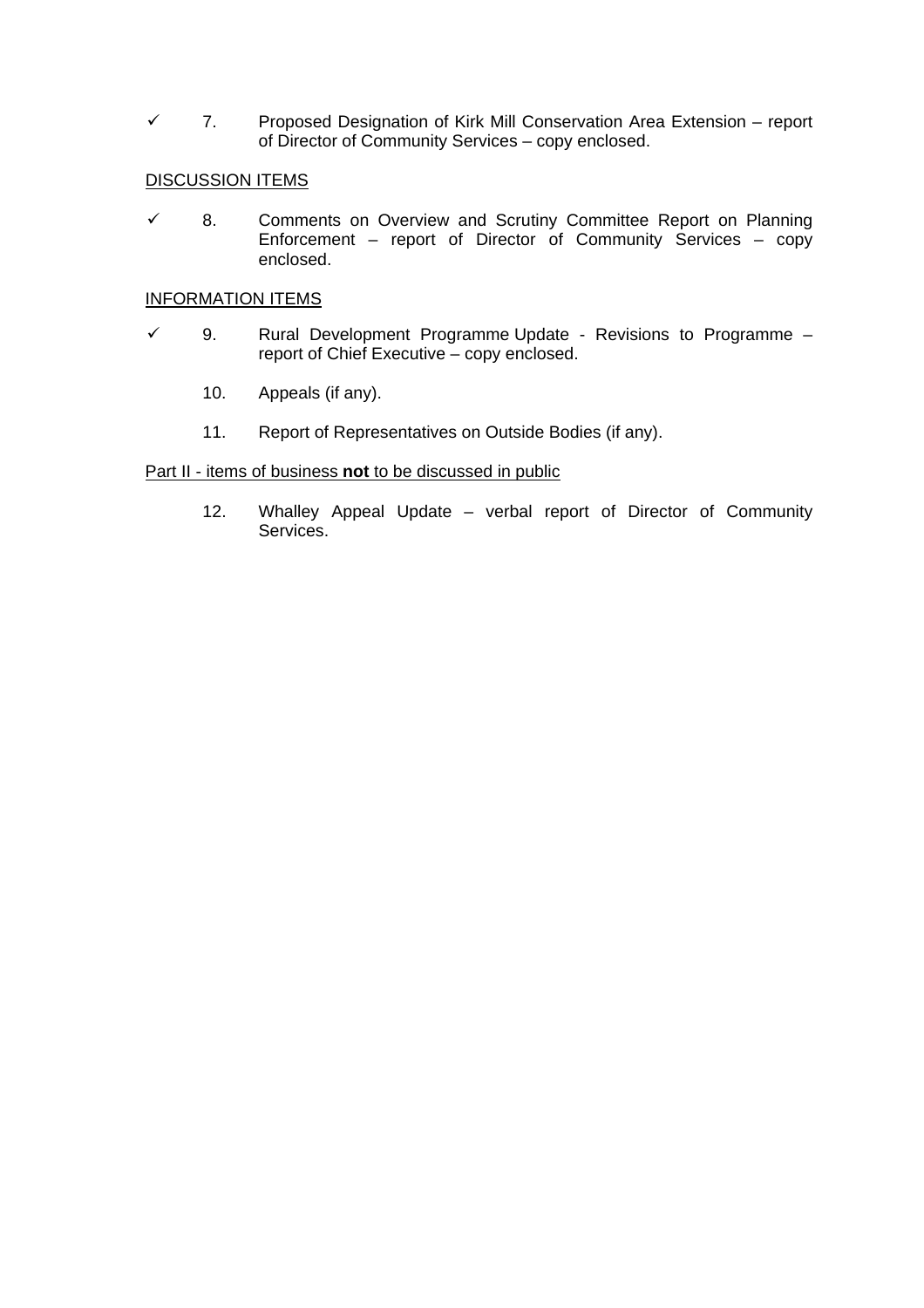✓ 7. Proposed Designation of Kirk Mill Conservation Area Extension – report of Director of Community Services – copy enclosed.

<u>DISCUSSION ITEMS</u>

✓ 8. Comments on Overview and Scrutiny Committee Report on Planning Enforcement – report of Director of Community Services – copy enclosed.

<u>INFORMATION ITEMS</u>

✓ 9. Rural Development Programme Update - Revisions to Programme – report of Chief Executive – copy enclosed.

10. Appeals (if any).

11. Report of Representatives on Outside Bodies (if any).

<u>Part II - items of business **not** to be discussed in public</u>

12. Whalley Appeal Update – verbal report of Director of Community Services.